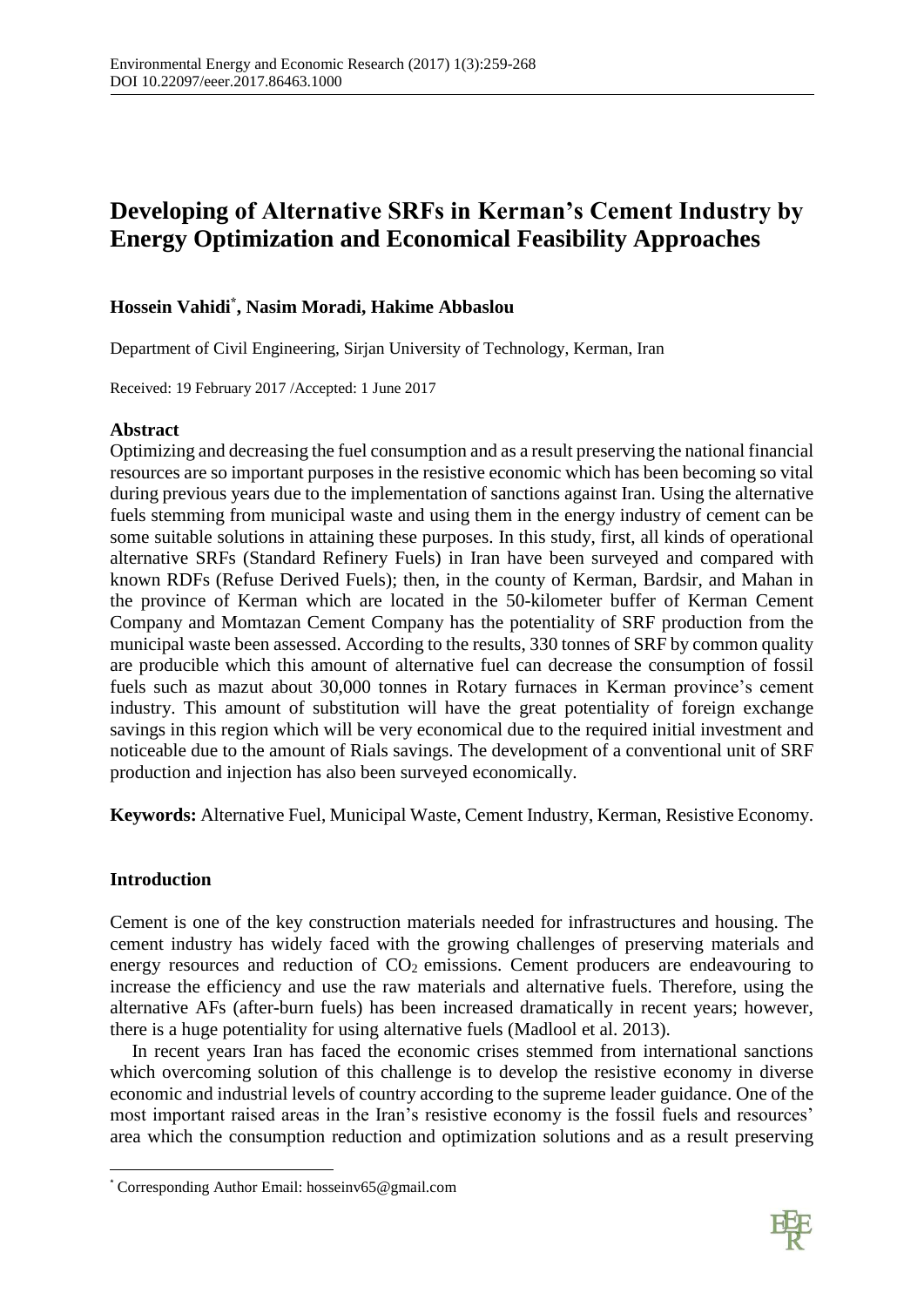# Developing of Alternative SRFs in Kerman's Cement Industry by Energy Optimization and Economical Feasibility Approaches

**Hossein Vahidi[*], Nasim Moradi, Hakime Abbaslou**

Department of Civil Engineering, Sirjan University of Technology, Kerman, Iran

Received: 19 February 2017 /Accepted: 1 June 2017

### Abstract

Optimizing and decreasing the fuel consumption and as a result preserving the national financial resources are so important purposes in the resistive economic which has been becoming so vital during previous years due to the implementation of sanctions against Iran. Using the alternative fuels stemming from municipal waste and using them in the energy industry of cement can be some suitable solutions in attaining these purposes. In this study, first, all kinds of operational alternative SRFs (Standard Refinery Fuels) in Iran have been surveyed and compared with known RDFs (Refuse Derived Fuels); then, in the county of Kerman, Bardsir, and Mahan in the province of Kerman which are located in the 50-kilometer buffer of Kerman Cement Company and Momtazan Cement Company has the potentiality of SRF production from the municipal waste been assessed. According to the results, 330 tonnes of SRF by common quality are producible which this amount of alternative fuel can decrease the consumption of fossil fuels such as mazut about 30,000 tonnes in Rotary furnaces in Kerman province's cement industry. This amount of substitution will have the great potentiality of foreign exchange savings in this region which will be very economical due to the required initial investment and noticeable due to the amount of Rials savings. The development of a conventional unit of SRF production and injection has also been surveyed economically.

**Keywords:** Alternative Fuel, Municipal Waste, Cement Industry, Kerman, Resistive Economy.

### Introduction

Cement is one of the key construction materials needed for infrastructures and housing. The cement industry has widely faced with the growing challenges of preserving materials and energy resources and reduction of $CO_2$ emissions. Cement producers are endeavouring to increase the efficiency and use the raw materials and alternative fuels. Therefore, using the alternative AFs (after-burn fuels) has been increased dramatically in recent years; however, there is a huge potentiality for using alternative fuels (Madlool et al. 2013).

In recent years Iran has faced the economic crises stemmed from international sanctions which overcoming solution of this challenge is to develop the resistive economy in diverse economic and industrial levels of country according to the supreme leader guidance. One of the most important raised areas in the Iran's resistive economy is the fossil fuels and resources' area which the consumption reduction and optimization solutions and as a result preserving

[*] Corresponding Author Email: hosseinv65@gmail.com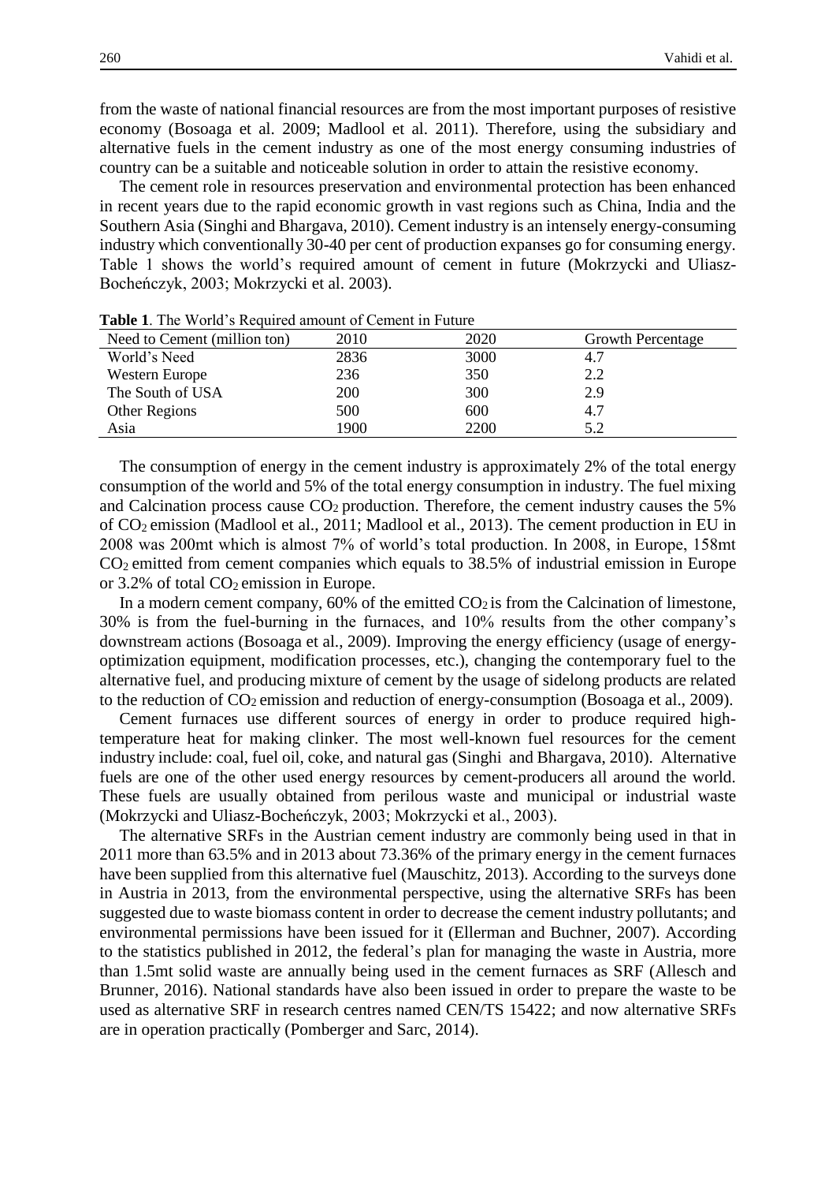from the waste of national financial resources are from the most important purposes of resistive economy (Bosoaga et al. 2009; Madlool et al. 2011). Therefore, using the subsidiary and alternative fuels in the cement industry as one of the most energy consuming industries of country can be a suitable and noticeable solution in order to attain the resistive economy.

The cement role in resources preservation and environmental protection has been enhanced in recent years due to the rapid economic growth in vast regions such as China, India and the Southern Asia (Singhi and Bhargava, 2010). Cement industry is an intensely energy-consuming industry which conventionally 30-40 per cent of production expanses go for consuming energy. Table 1 shows the world's required amount of cement in future (Mokrzycki and Uliasz-Bocheńczyk, 2003; Mokrzycki et al. 2003).

**Table 1**. The World's Required amount of Cement in Future

| Need to Cement (million ton) | 2010 | 2020 | Growth Percentage |
|---|---|---|---|
| World's Need | 2836 | 3000 | 4.7 |
| Western Europe | 236 | 350 | 2.2 |
| The South of USA | 200 | 300 | 2.9 |
| Other Regions | 500 | 600 | 4.7 |
| Asia | 1900 | 2200 | 5.2 |

The consumption of energy in the cement industry is approximately 2% of the total energy consumption of the world and 5% of the total energy consumption in industry. The fuel mixing and Calcination process cause $CO_2$ production. Therefore, the cement industry causes the 5% of $CO_2$ emission (Madlool et al., 2011; Madlool et al., 2013). The cement production in EU in 2008 was 200mt which is almost 7% of world's total production. In 2008, in Europe, 158mt $CO_2$ emitted from cement companies which equals to 38.5% of industrial emission in Europe or 3.2% of total $CO_2$ emission in Europe.

In a modern cement company, 60% of the emitted $CO_2$ is from the Calcination of limestone, 30% is from the fuel-burning in the furnaces, and 10% results from the other company's downstream actions (Bosoaga et al., 2009). Improving the energy efficiency (usage of energy-optimization equipment, modification processes, etc.), changing the contemporary fuel to the alternative fuel, and producing mixture of cement by the usage of sidelong products are related to the reduction of $CO_2$ emission and reduction of energy-consumption (Bosoaga et al., 2009).

Cement furnaces use different sources of energy in order to produce required high-temperature heat for making clinker. The most well-known fuel resources for the cement industry include: coal, fuel oil, coke, and natural gas (Singhi and Bhargava, 2010). Alternative fuels are one of the other used energy resources by cement-producers all around the world. These fuels are usually obtained from perilous waste and municipal or industrial waste (Mokrzycki and Uliasz-Bocheńczyk, 2003; Mokrzycki et al., 2003).

The alternative SRFs in the Austrian cement industry are commonly being used in that in 2011 more than 63.5% and in 2013 about 73.36% of the primary energy in the cement furnaces have been supplied from this alternative fuel (Mauschitz, 2013). According to the surveys done in Austria in 2013, from the environmental perspective, using the alternative SRFs has been suggested due to waste biomass content in order to decrease the cement industry pollutants; and environmental permissions have been issued for it (Ellerman and Buchner, 2007). According to the statistics published in 2012, the federal's plan for managing the waste in Austria, more than 1.5mt solid waste are annually being used in the cement furnaces as SRF (Allesch and Brunner, 2016). National standards have also been issued in order to prepare the waste to be used as alternative SRF in research centres named CEN/TS 15422; and now alternative SRFs are in operation practically (Pomberger and Sarc, 2014).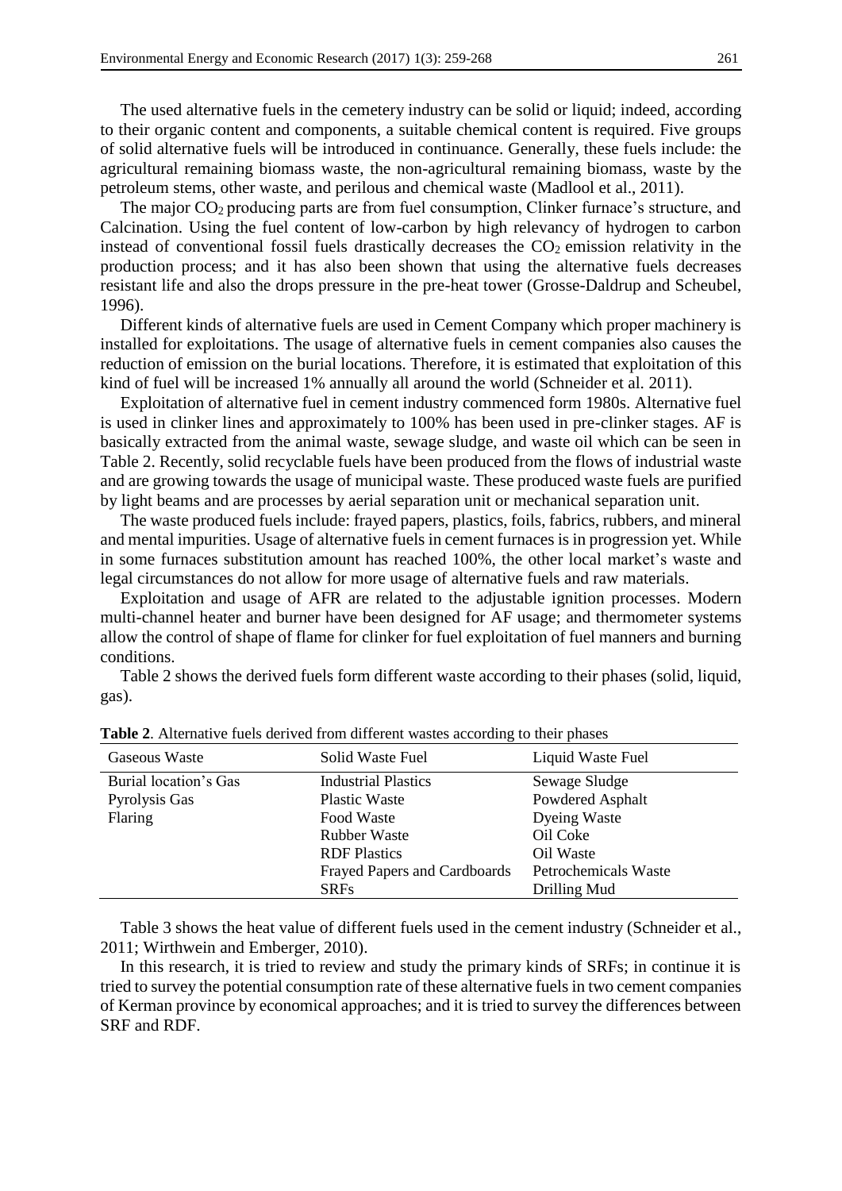The used alternative fuels in the cemetery industry can be solid or liquid; indeed, according to their organic content and components, a suitable chemical content is required. Five groups of solid alternative fuels will be introduced in continuance. Generally, these fuels include: the agricultural remaining biomass waste, the non-agricultural remaining biomass, waste by the petroleum stems, other waste, and perilous and chemical waste (Madlool et al., 2011).

The major $CO_2$ producing parts are from fuel consumption, Clinker furnace's structure, and Calcination. Using the fuel content of low-carbon by high relevancy of hydrogen to carbon instead of conventional fossil fuels drastically decreases the $CO_2$ emission relativity in the production process; and it has also been shown that using the alternative fuels decreases resistant life and also the drops pressure in the pre-heat tower (Grosse-Daldrup and Scheubel, 1996).

Different kinds of alternative fuels are used in Cement Company which proper machinery is installed for exploitations. The usage of alternative fuels in cement companies also causes the reduction of emission on the burial locations. Therefore, it is estimated that exploitation of this kind of fuel will be increased 1% annually all around the world (Schneider et al. 2011).

Exploitation of alternative fuel in cement industry commenced form 1980s. Alternative fuel is used in clinker lines and approximately to 100% has been used in pre-clinker stages. AF is basically extracted from the animal waste, sewage sludge, and waste oil which can be seen in Table 2. Recently, solid recyclable fuels have been produced from the flows of industrial waste and are growing towards the usage of municipal waste. These produced waste fuels are purified by light beams and are processes by aerial separation unit or mechanical separation unit.

The waste produced fuels include: frayed papers, plastics, foils, fabrics, rubbers, and mineral and mental impurities. Usage of alternative fuels in cement furnaces is in progression yet. While in some furnaces substitution amount has reached 100%, the other local market's waste and legal circumstances do not allow for more usage of alternative fuels and raw materials.

Exploitation and usage of AFR are related to the adjustable ignition processes. Modern multi-channel heater and burner have been designed for AF usage; and thermometer systems allow the control of shape of flame for clinker for fuel exploitation of fuel manners and burning conditions.

Table 2 shows the derived fuels form different waste according to their phases (solid, liquid, gas).

**Table 2**. Alternative fuels derived from different wastes according to their phases

| Gaseous Waste | Solid Waste Fuel | Liquid Waste Fuel |
|---|---|---|
| Burial location's Gas | Industrial Plastics | Sewage Sludge |
| Pyrolysis Gas | Plastic Waste | Powdered Asphalt |
| Flaring | Food Waste | Dyeing Waste |
| | Rubber Waste | Oil Coke |
| | RDF Plastics | Oil Waste |
| | Frayed Papers and Cardboards | Petrochemicals Waste |
| | SRFs | Drilling Mud |

Table 3 shows the heat value of different fuels used in the cement industry (Schneider et al., 2011; Wirthwein and Emberger, 2010).

In this research, it is tried to review and study the primary kinds of SRFs; in continue it is tried to survey the potential consumption rate of these alternative fuels in two cement companies of Kerman province by economical approaches; and it is tried to survey the differences between SRF and RDF.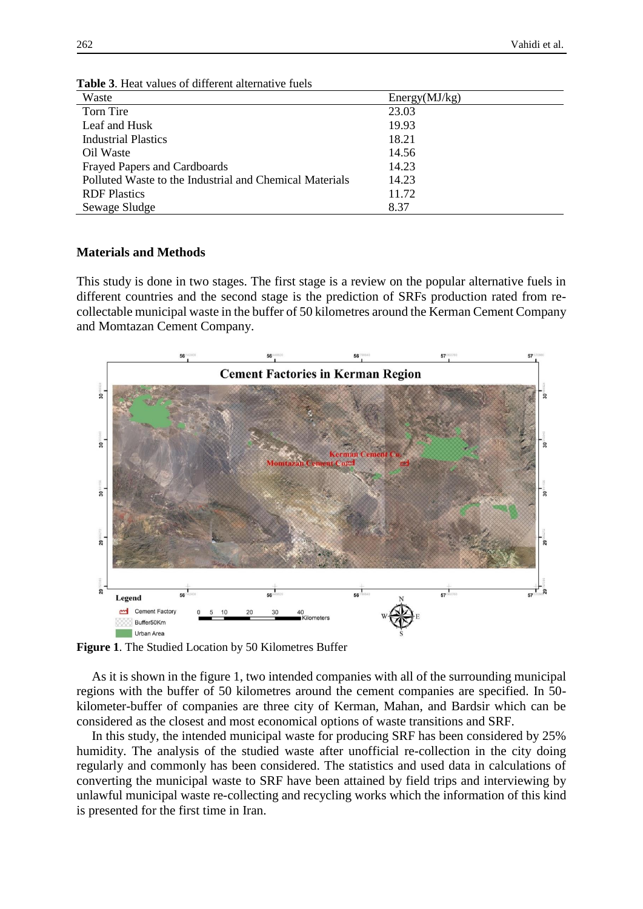**Table 3**. Heat values of different alternative fuels

| Waste | Energy(MJ/kg) |
|---|---|
| Torn Tire | 23.03 |
| Leaf and Husk | 19.93 |
| Industrial Plastics | 18.21 |
| Oil Waste | 14.56 |
| Frayed Papers and Cardboards | 14.23 |
| Polluted Waste to the Industrial and Chemical Materials | 14.23 |
| RDF Plastics | 11.72 |
| Sewage Sludge | 8.37 |

## Materials and Methods

This study is done in two stages. The first stage is a review on the popular alternative fuels in different countries and the second stage is the prediction of SRFs production rated from re-collectable municipal waste in the buffer of 50 kilometres around the Kerman Cement Company and Momtazan Cement Company.

**Figure 1**. The Studied Location by 50 Kilometres Buffer

As it is shown in the figure 1, two intended companies with all of the surrounding municipal regions with the buffer of 50 kilometres around the cement companies are specified. In 50-kilometer-buffer of companies are three city of Kerman, Mahan, and Bardsir which can be considered as the closest and most economical options of waste transitions and SRF.

In this study, the intended municipal waste for producing SRF has been considered by 25% humidity. The analysis of the studied waste after unofficial re-collection in the city doing regularly and commonly has been considered. The statistics and used data in calculations of converting the municipal waste to SRF have been attained by field trips and interviewing by unlawful municipal waste re-collecting and recycling works which the information of this kind is presented for the first time in Iran.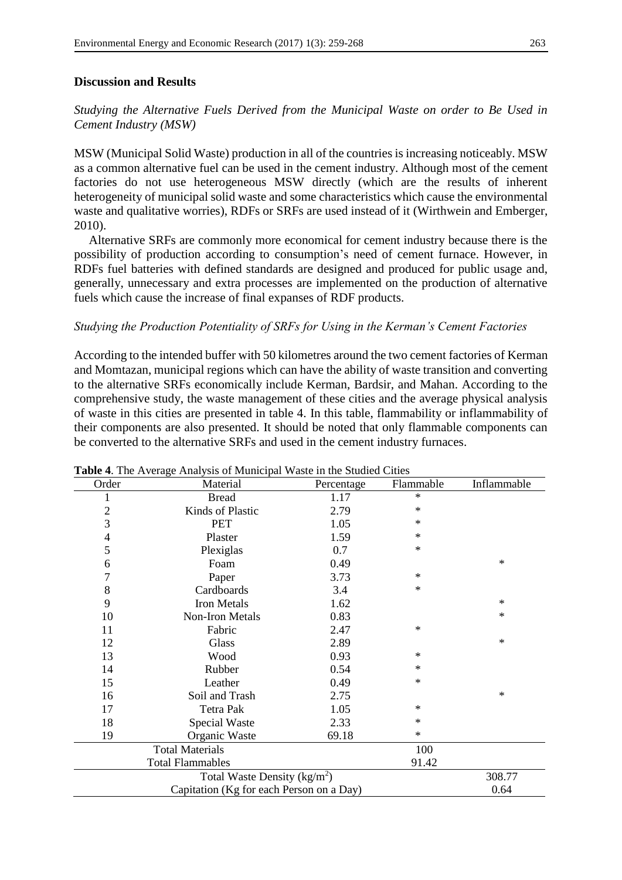## Discussion and Results

*Studying the Alternative Fuels Derived from the Municipal Waste on order to Be Used in Cement Industry (MSW)*

MSW (Municipal Solid Waste) production in all of the countries is increasing noticeably. MSW as a common alternative fuel can be used in the cement industry. Although most of the cement factories do not use heterogeneous MSW directly (which are the results of inherent heterogeneity of municipal solid waste and some characteristics which cause the environmental waste and qualitative worries), RDFs or SRFs are used instead of it (Wirthwein and Emberger, 2010).

Alternative SRFs are commonly more economical for cement industry because there is the possibility of production according to consumption's need of cement furnace. However, in RDFs fuel batteries with defined standards are designed and produced for public usage and, generally, unnecessary and extra processes are implemented on the production of alternative fuels which cause the increase of final expanses of RDF products.

*Studying the Production Potentiality of SRFs for Using in the Kerman's Cement Factories*

According to the intended buffer with 50 kilometres around the two cement factories of Kerman and Momtazan, municipal regions which can have the ability of waste transition and converting to the alternative SRFs economically include Kerman, Bardsir, and Mahan. According to the comprehensive study, the waste management of these cities and the average physical analysis of waste in this cities are presented in table 4. In this table, flammability or inflammability of their components are also presented. It should be noted that only flammable components can be converted to the alternative SRFs and used in the cement industry furnaces.

**Table 4**. The Average Analysis of Municipal Waste in the Studied Cities

| Order | Material | Percentage | Flammable | Inflammable |
|---|---|---|---|---|
| 1 | Bread | 1.17 | * | |
| 2 | Kinds of Plastic | 2.79 | * | |
| 3 | PET | 1.05 | * | |
| 4 | Plaster | 1.59 | * | |
| 5 | Plexiglas | 0.7 | * | |
| 6 | Foam | 0.49 | | * |
| 7 | Paper | 3.73 | * | |
| 8 | Cardboards | 3.4 | * | |
| 9 | Iron Metals | 1.62 | | * |
| 10 | Non-Iron Metals | 0.83 | | * |
| 11 | Fabric | 2.47 | * | |
| 12 | Glass | 2.89 | | * |
| 13 | Wood | 0.93 | * | |
| 14 | Rubber | 0.54 | * | |
| 15 | Leather | 0.49 | * | |
| 16 | Soil and Trash | 2.75 | | * |
| 17 | Tetra Pak | 1.05 | * | |
| 18 | Special Waste | 2.33 | * | |
| 19 | Organic Waste | 69.18 | * | |
| Total Materials | | | 100 | |
| Total Flammables | | | 91.42 | |
| Total Waste Density ($kg/m^2$) | | | | 308.77 |
| Capitation (Kg for each Person on a Day) | | | | 0.64 |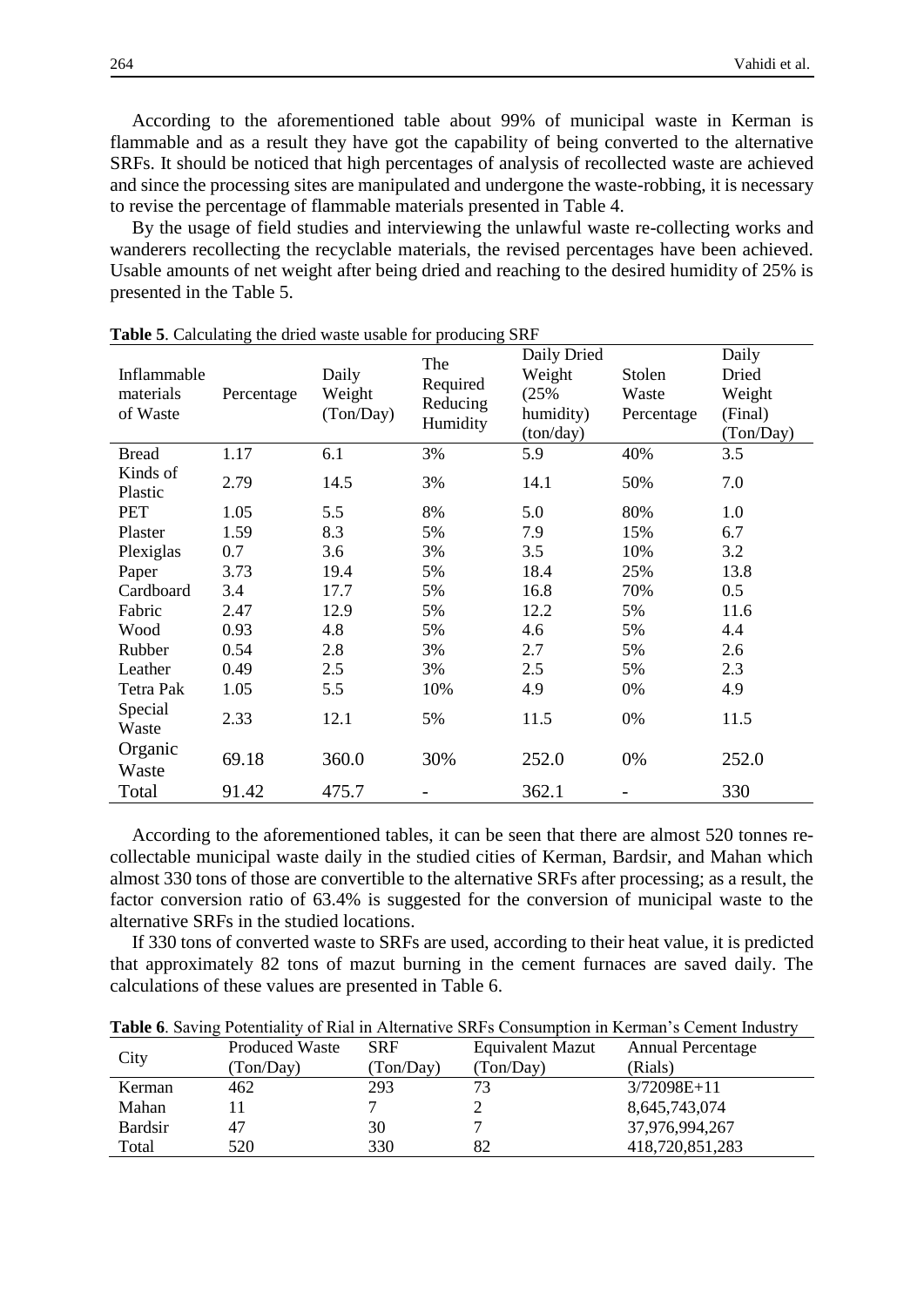According to the aforementioned table about 99% of municipal waste in Kerman is flammable and as a result they have got the capability of being converted to the alternative SRFs. It should be noticed that high percentages of analysis of recollected waste are achieved and since the processing sites are manipulated and undergone the waste-robbing, it is necessary to revise the percentage of flammable materials presented in Table 4.

By the usage of field studies and interviewing the unlawful waste re-collecting works and wanderers recollecting the recyclable materials, the revised percentages have been achieved. Usable amounts of net weight after being dried and reaching to the desired humidity of 25% is presented in the Table 5.

**Table 5**. Calculating the dried waste usable for producing SRF

| Inflammable materials of Waste | Percentage | Daily Weight (Ton/Day) | The Required Reducing Humidity | Daily Dried Weight (25% humidity) (ton/day) | Stolen Waste Percentage | Daily Dried Weight (Final) (Ton/Day) |
|---|---|---|---|---|---|---|
| Bread | 1.17 | 6.1 | 3% | 5.9 | 40% | 3.5 |
| Kinds of Plastic | 2.79 | 14.5 | 3% | 14.1 | 50% | 7.0 |
| PET | 1.05 | 5.5 | 8% | 5.0 | 80% | 1.0 |
| Plaster | 1.59 | 8.3 | 5% | 7.9 | 15% | 6.7 |
| Plexiglas | 0.7 | 3.6 | 3% | 3.5 | 10% | 3.2 |
| Paper | 3.73 | 19.4 | 5% | 18.4 | 25% | 13.8 |
| Cardboard | 3.4 | 17.7 | 5% | 16.8 | 70% | 0.5 |
| Fabric | 2.47 | 12.9 | 5% | 12.2 | 5% | 11.6 |
| Wood | 0.93 | 4.8 | 5% | 4.6 | 5% | 4.4 |
| Rubber | 0.54 | 2.8 | 3% | 2.7 | 5% | 2.6 |
| Leather | 0.49 | 2.5 | 3% | 2.5 | 5% | 2.3 |
| Tetra Pak | 1.05 | 5.5 | 10% | 4.9 | 0% | 4.9 |
| Special Waste | 2.33 | 12.1 | 5% | 11.5 | 0% | 11.5 |
| Organic Waste | 69.18 | 360.0 | 30% | 252.0 | 0% | 252.0 |
| Total | 91.42 | 475.7 | - | 362.1 | - | 330 |

According to the aforementioned tables, it can be seen that there are almost 520 tonnes re-collectable municipal waste daily in the studied cities of Kerman, Bardsir, and Mahan which almost 330 tons of those are convertible to the alternative SRFs after processing; as a result, the factor conversion ratio of 63.4% is suggested for the conversion of municipal waste to the alternative SRFs in the studied locations.

If 330 tons of converted waste to SRFs are used, according to their heat value, it is predicted that approximately 82 tons of mazut burning in the cement furnaces are saved daily. The calculations of these values are presented in Table 6.

**Table 6**. Saving Potentiality of Rial in Alternative SRFs Consumption in Kerman's Cement Industry

| City | Produced Waste (Ton/Day) | SRF (Ton/Day) | Equivalent Mazut (Ton/Day) | Annual Percentage (Rials) |
|---|---|---|---|---|
| Kerman | 462 | 293 | 73 | 3/72098E+11 |
| Mahan | 11 | 7 | 2 | 8,645,743,074 |
| Bardsir | 47 | 30 | 7 | 37,976,994,267 |
| Total | 520 | 330 | 82 | 418,720,851,283 |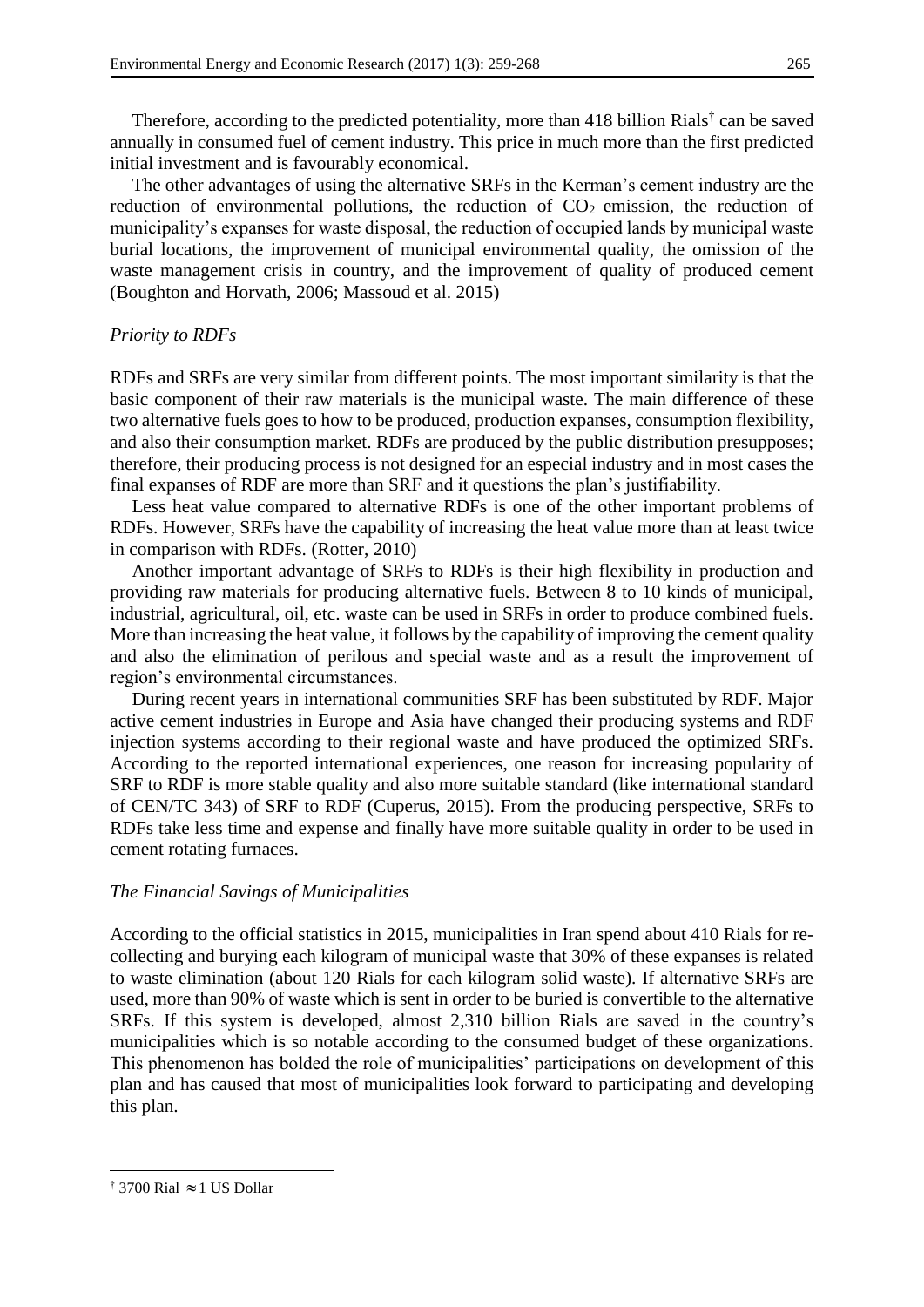Therefore, according to the predicted potentiality, more than 418 billion Rials[†] can be saved annually in consumed fuel of cement industry. This price in much more than the first predicted initial investment and is favourably economical.

The other advantages of using the alternative SRFs in the Kerman's cement industry are the reduction of environmental pollutions, the reduction of $CO_2$ emission, the reduction of municipality's expanses for waste disposal, the reduction of occupied lands by municipal waste burial locations, the improvement of municipal environmental quality, the omission of the waste management crisis in country, and the improvement of quality of produced cement (Boughton and Horvath, 2006; Massoud et al. 2015)

*Priority to RDFs*

RDFs and SRFs are very similar from different points. The most important similarity is that the basic component of their raw materials is the municipal waste. The main difference of these two alternative fuels goes to how to be produced, production expanses, consumption flexibility, and also their consumption market. RDFs are produced by the public distribution presupposes; therefore, their producing process is not designed for an especial industry and in most cases the final expanses of RDF are more than SRF and it questions the plan's justifiability.

Less heat value compared to alternative RDFs is one of the other important problems of RDFs. However, SRFs have the capability of increasing the heat value more than at least twice in comparison with RDFs. (Rotter, 2010)

Another important advantage of SRFs to RDFs is their high flexibility in production and providing raw materials for producing alternative fuels. Between 8 to 10 kinds of municipal, industrial, agricultural, oil, etc. waste can be used in SRFs in order to produce combined fuels. More than increasing the heat value, it follows by the capability of improving the cement quality and also the elimination of perilous and special waste and as a result the improvement of region's environmental circumstances.

During recent years in international communities SRF has been substituted by RDF. Major active cement industries in Europe and Asia have changed their producing systems and RDF injection systems according to their regional waste and have produced the optimized SRFs. According to the reported international experiences, one reason for increasing popularity of SRF to RDF is more stable quality and also more suitable standard (like international standard of CEN/TC 343) of SRF to RDF (Cuperus, 2015). From the producing perspective, SRFs to RDFs take less time and expense and finally have more suitable quality in order to be used in cement rotating furnaces.

*The Financial Savings of Municipalities*

According to the official statistics in 2015, municipalities in Iran spend about 410 Rials for re-collecting and burying each kilogram of municipal waste that 30% of these expanses is related to waste elimination (about 120 Rials for each kilogram solid waste). If alternative SRFs are used, more than 90% of waste which is sent in order to be buried is convertible to the alternative SRFs. If this system is developed, almost 2,310 billion Rials are saved in the country's municipalities which is so notable according to the consumed budget of these organizations. This phenomenon has bolded the role of municipalities' participations on development of this plan and has caused that most of municipalities look forward to participating and developing this plan.

---

[†] 3700 Rial $\approx$ 1 US Dollar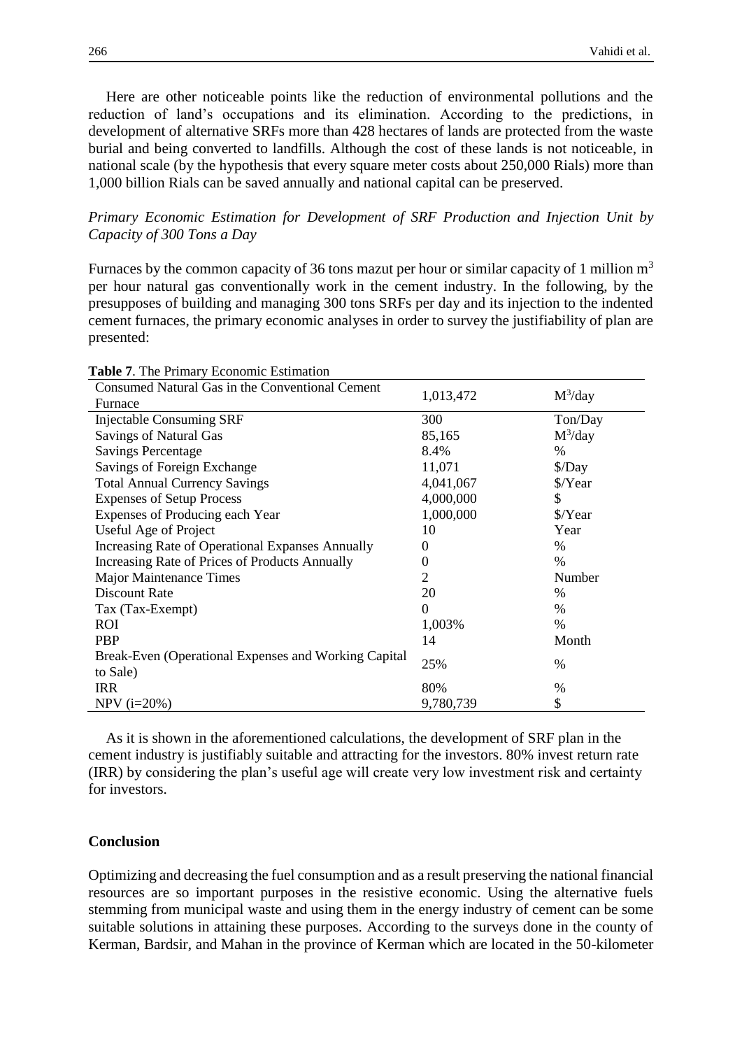Here are other noticeable points like the reduction of environmental pollutions and the reduction of land's occupations and its elimination. According to the predictions, in development of alternative SRFs more than 428 hectares of lands are protected from the waste burial and being converted to landfills. Although the cost of these lands is not noticeable, in national scale (by the hypothesis that every square meter costs about 250,000 Rials) more than 1,000 billion Rials can be saved annually and national capital can be preserved.

*Primary Economic Estimation for Development of SRF Production and Injection Unit by Capacity of 300 Tons a Day*

Furnaces by the common capacity of 36 tons mazut per hour or similar capacity of 1 million $m^3$ per hour natural gas conventionally work in the cement industry. In the following, by the presupposes of building and managing 300 tons SRFs per day and its injection to the indented cement furnaces, the primary economic analyses in order to survey the justifiability of plan are presented:

**Table 7**. The Primary Economic Estimation

| | | |
|---|---|---|
| Consumed Natural Gas in the Conventional Cement Furnace | 1,013,472 | $M^3$/day |
| Injectable Consuming SRF | 300 | Ton/Day |
| Savings of Natural Gas | 85,165 | $M^3$/day |
| Savings Percentage | 8.4% | % |
| Savings of Foreign Exchange | 11,071 | $/Day |
| Total Annual Currency Savings | 4,041,067 | $/Year |
| Expenses of Setup Process | 4,000,000 | $ |
| Expenses of Producing each Year | 1,000,000 | $/Year |
| Useful Age of Project | 10 | Year |
| Increasing Rate of Operational Expanses Annually | 0 | % |
| Increasing Rate of Prices of Products Annually | 0 | % |
| Major Maintenance Times | 2 | Number |
| Discount Rate | 20 | % |
| Tax (Tax-Exempt) | 0 | % |
| ROI | 1,003% | % |
| PBP | 14 | Month |
| Break-Even (Operational Expenses and Working Capital to Sale) | 25% | % |
| IRR | 80% | % |
| NPV (i=20%) | 9,780,739 | $ |

As it is shown in the aforementioned calculations, the development of SRF plan in the cement industry is justifiably suitable and attracting for the investors. 80% invest return rate (IRR) by considering the plan's useful age will create very low investment risk and certainty for investors.

## Conclusion

Optimizing and decreasing the fuel consumption and as a result preserving the national financial resources are so important purposes in the resistive economic. Using the alternative fuels stemming from municipal waste and using them in the energy industry of cement can be some suitable solutions in attaining these purposes. According to the surveys done in the county of Kerman, Bardsir, and Mahan in the province of Kerman which are located in the 50-kilometer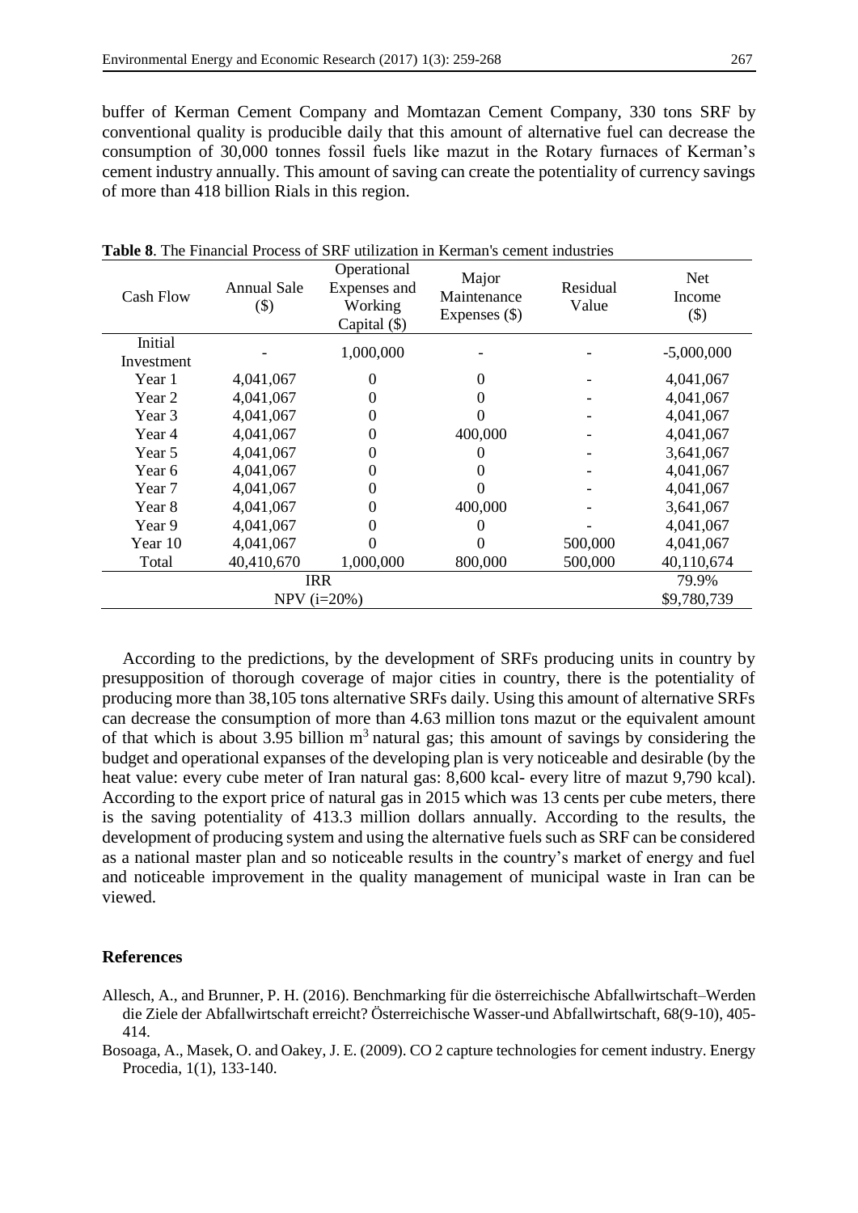buffer of Kerman Cement Company and Momtazan Cement Company, 330 tons SRF by conventional quality is producible daily that this amount of alternative fuel can decrease the consumption of 30,000 tonnes fossil fuels like mazut in the Rotary furnaces of Kerman's cement industry annually. This amount of saving can create the potentiality of currency savings of more than 418 billion Rials in this region.

**Table 8**. The Financial Process of SRF utilization in Kerman's cement industries

| Cash Flow | Annual Sale ($) | Operational Expenses and Working Capital ($) | Major Maintenance Expenses ($) | Residual Value | Net Income ($) |
|---|---|---|---|---|---|
| Initial Investment | - | 1,000,000 | - | - | -5,000,000 |
| Year 1 | 4,041,067 | 0 | 0 | - | 4,041,067 |
| Year 2 | 4,041,067 | 0 | 0 | - | 4,041,067 |
| Year 3 | 4,041,067 | 0 | 0 | - | 4,041,067 |
| Year 4 | 4,041,067 | 0 | 400,000 | - | 4,041,067 |
| Year 5 | 4,041,067 | 0 | 0 | - | 3,641,067 |
| Year 6 | 4,041,067 | 0 | 0 | - | 4,041,067 |
| Year 7 | 4,041,067 | 0 | 0 | - | 4,041,067 |
| Year 8 | 4,041,067 | 0 | 400,000 | - | 3,641,067 |
| Year 9 | 4,041,067 | 0 | 0 | - | 4,041,067 |
| Year 10 | 4,041,067 | 0 | 0 | 500,000 | 4,041,067 |
| Total | 40,410,670 | 1,000,000 | 800,000 | 500,000 | 40,110,674 |
| IRR | | | | | 79.9% |
| NPV (i=20%) | | | | | $9,780,739 |

According to the predictions, by the development of SRFs producing units in country by presupposition of thorough coverage of major cities in country, there is the potentiality of producing more than 38,105 tons alternative SRFs daily. Using this amount of alternative SRFs can decrease the consumption of more than 4.63 million tons mazut or the equivalent amount of that which is about 3.95 billion $m^3$ natural gas; this amount of savings by considering the budget and operational expanses of the developing plan is very noticeable and desirable (by the heat value: every cube meter of Iran natural gas: 8,600 kcal- every litre of mazut 9,790 kcal). According to the export price of natural gas in 2015 which was 13 cents per cube meters, there is the saving potentiality of 413.3 million dollars annually. According to the results, the development of producing system and using the alternative fuels such as SRF can be considered as a national master plan and so noticeable results in the country's market of energy and fuel and noticeable improvement in the quality management of municipal waste in Iran can be viewed.

## References

Allesch, A., and Brunner, P. H. (2016). Benchmarking für die österreichische Abfallwirtschaft–Werden die Ziele der Abfallwirtschaft erreicht? Österreichische Wasser-und Abfallwirtschaft, 68(9-10), 405-414.

Bosoaga, A., Masek, O. and Oakey, J. E. (2009). CO 2 capture technologies for cement industry. Energy Procedia, 1(1), 133-140.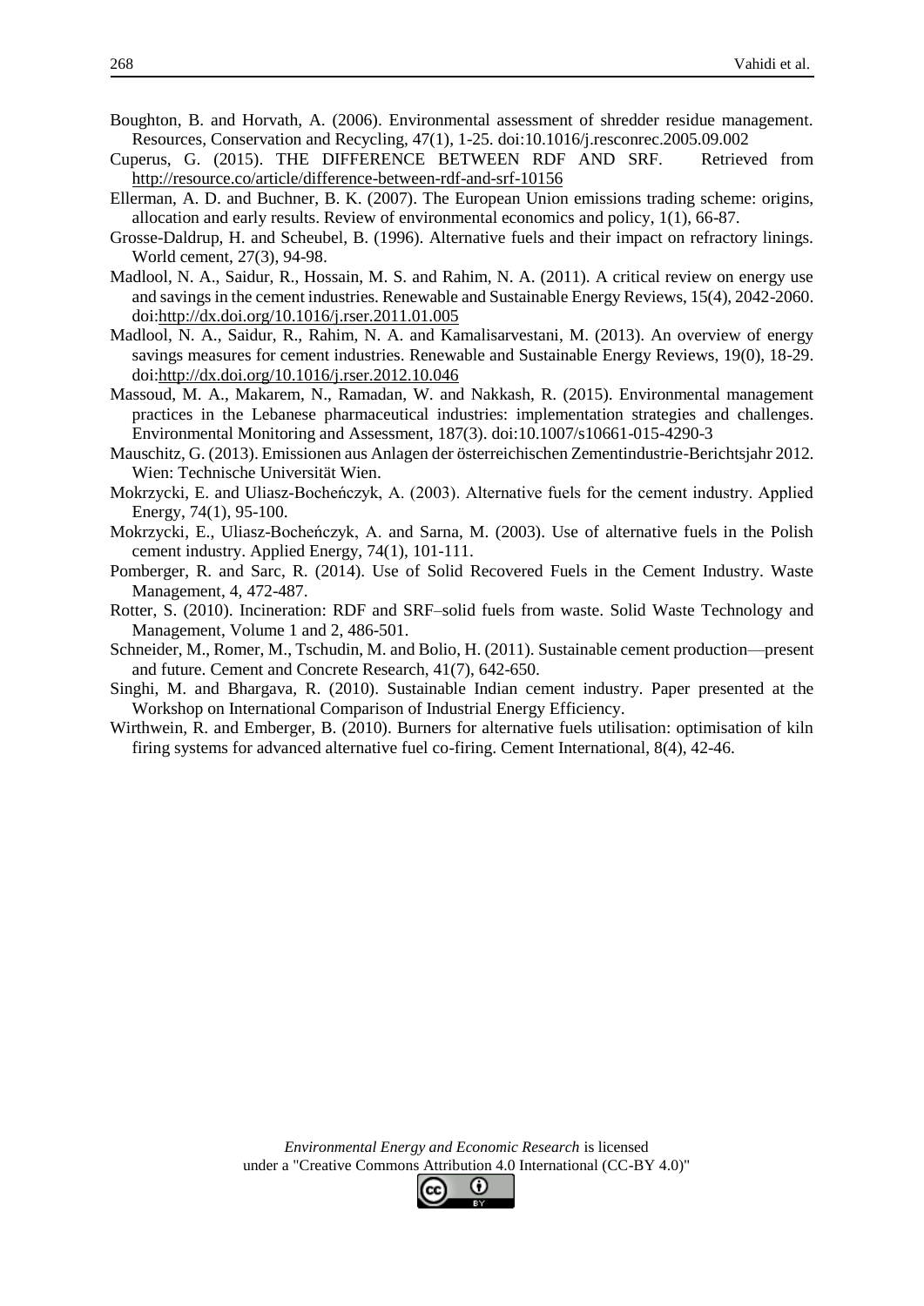Boughton, B. and Horvath, A. (2006). Environmental assessment of shredder residue management. Resources, Conservation and Recycling, 47(1), 1-25. doi:10.1016/j.resconrec.2005.09.002

Cuperus, G. (2015). THE DIFFERENCE BETWEEN RDF AND SRF. Retrieved from http://resource.co/article/difference-between-rdf-and-srf-10156

Ellerman, A. D. and Buchner, B. K. (2007). The European Union emissions trading scheme: origins, allocation and early results. Review of environmental economics and policy, 1(1), 66-87.

Grosse-Daldrup, H. and Scheubel, B. (1996). Alternative fuels and their impact on refractory linings. World cement, 27(3), 94-98.

Madlool, N. A., Saidur, R., Hossain, M. S. and Rahim, N. A. (2011). A critical review on energy use and savings in the cement industries. Renewable and Sustainable Energy Reviews, 15(4), 2042-2060. doi:http://dx.doi.org/10.1016/j.rser.2011.01.005

Madlool, N. A., Saidur, R., Rahim, N. A. and Kamalisarvestani, M. (2013). An overview of energy savings measures for cement industries. Renewable and Sustainable Energy Reviews, 19(0), 18-29. doi:http://dx.doi.org/10.1016/j.rser.2012.10.046

Massoud, M. A., Makarem, N., Ramadan, W. and Nakkash, R. (2015). Environmental management practices in the Lebanese pharmaceutical industries: implementation strategies and challenges. Environmental Monitoring and Assessment, 187(3). doi:10.1007/s10661-015-4290-3

Mauschitz, G. (2013). Emissionen aus Anlagen der österreichischen Zementindustrie-Berichtsjahr 2012. Wien: Technische Universität Wien.

Mokrzycki, E. and Uliasz-Bocheńczyk, A. (2003). Alternative fuels for the cement industry. Applied Energy, 74(1), 95-100.

Mokrzycki, E., Uliasz-Bocheńczyk, A. and Sarna, M. (2003). Use of alternative fuels in the Polish cement industry. Applied Energy, 74(1), 101-111.

Pomberger, R. and Sarc, R. (2014). Use of Solid Recovered Fuels in the Cement Industry. Waste Management, 4, 472-487.

Rotter, S. (2010). Incineration: RDF and SRF–solid fuels from waste. Solid Waste Technology and Management, Volume 1 and 2, 486-501.

Schneider, M., Romer, M., Tschudin, M. and Bolio, H. (2011). Sustainable cement production—present and future. Cement and Concrete Research, 41(7), 642-650.

Singhi, M. and Bhargava, R. (2010). Sustainable Indian cement industry. Paper presented at the Workshop on International Comparison of Industrial Energy Efficiency.

Wirthwein, R. and Emberger, B. (2010). Burners for alternative fuels utilisation: optimisation of kiln firing systems for advanced alternative fuel co-firing. Cement International, 8(4), 42-46.

*Environmental Energy and Economic Research* is licensed under a "Creative Commons Attribution 4.0 International (CC-BY 4.0)"